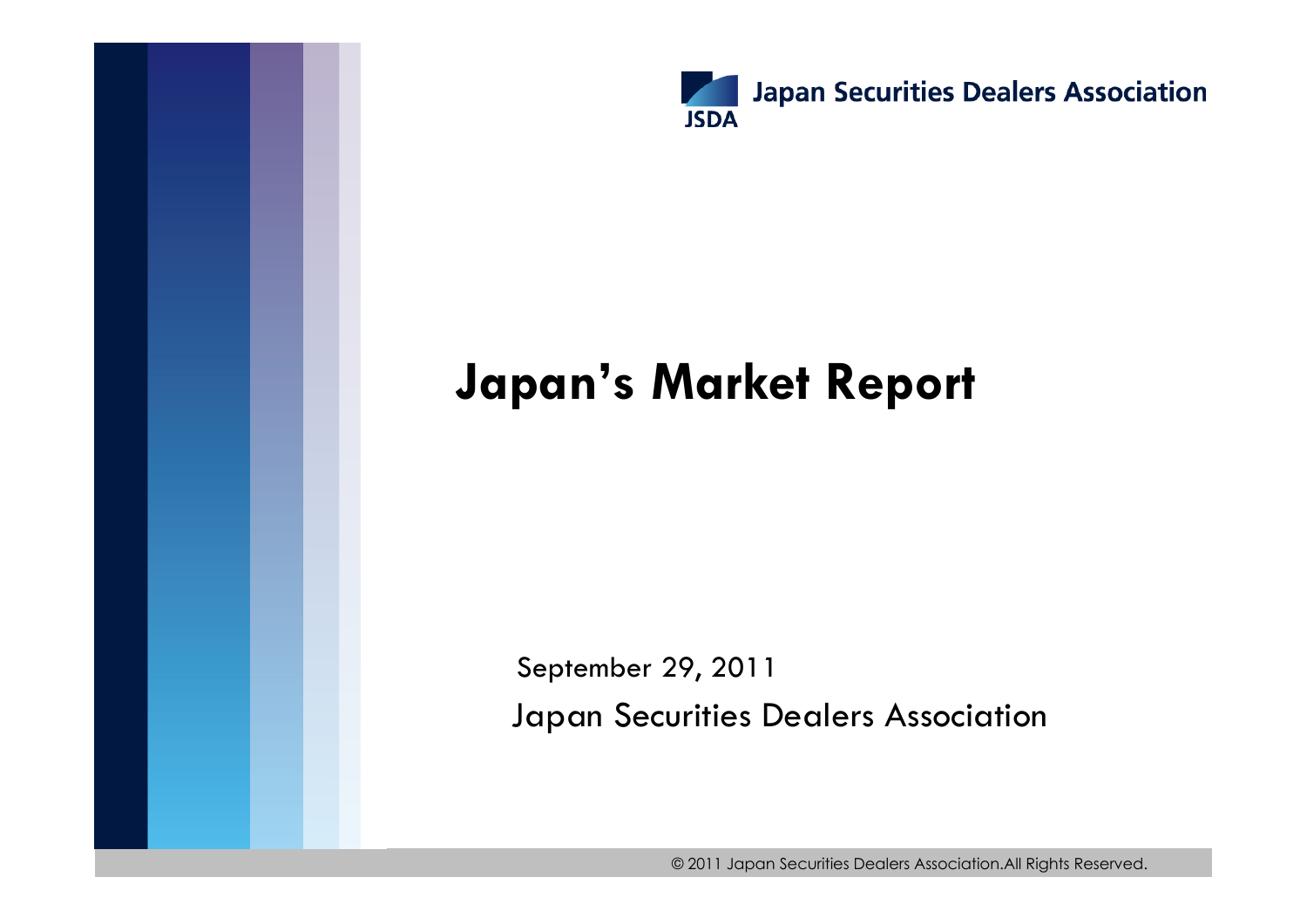Japan Securities Dealers Association

JSDA

# Japan's Market Report

September 29, 2011

Japan Securities Dealers Association

© 2011 Japan Securities Dealers Association.All Rights Reserved.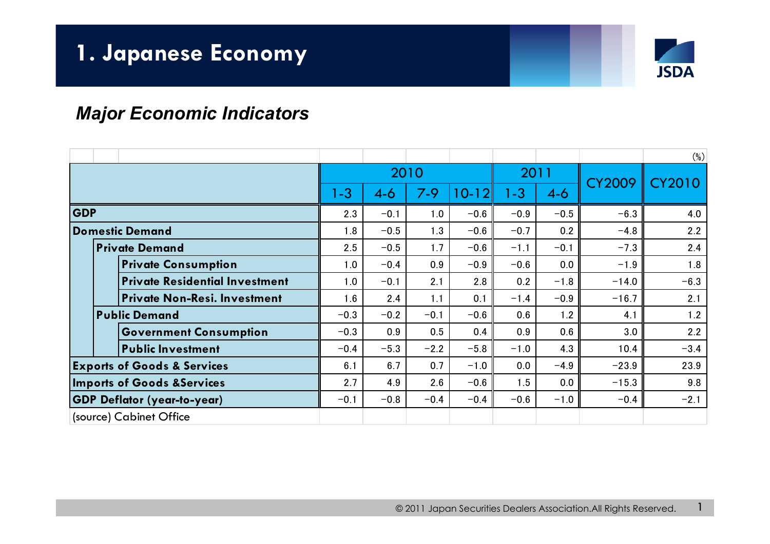# 1. Japanese Economy

## *Major Economic Indicators*

(%)

| | 2010 | | | | 2011 | | CY2009 | CY2010 |
|---|---|---|---|---|---|---|---|---|
| | 1-3 | 4-6 | 7-9 | 10-12 | 1-3 | 4-6 | | |
| **GDP** | 2.3 | −0.1 | 1.0 | −0.6 | −0.9 | −0.5 | −6.3 | 4.0 |
| **Domestic Demand** | 1.8 | −0.5 | 1.3 | −0.6 | −0.7 | 0.2 | −4.8 | 2.2 |
| **Private Demand** | 2.5 | −0.5 | 1.7 | −0.6 | −1.1 | −0.1 | −7.3 | 2.4 |
| **Private Consumption** | 1.0 | −0.4 | 0.9 | −0.9 | −0.6 | 0.0 | −1.9 | 1.8 |
| **Private Residential Investment** | 1.0 | −0.1 | 2.1 | 2.8 | 0.2 | −1.8 | −14.0 | −6.3 |
| **Private Non-Resi. Investment** | 1.6 | 2.4 | 1.1 | 0.1 | −1.4 | −0.9 | −16.7 | 2.1 |
| **Public Demand** | −0.3 | −0.2 | −0.1 | −0.6 | 0.6 | 1.2 | 4.1 | 1.2 |
| **Government Consumption** | −0.3 | 0.9 | 0.5 | 0.4 | 0.9 | 0.6 | 3.0 | 2.2 |
| **Public Investment** | −0.4 | −5.3 | −2.2 | −5.8 | −1.0 | 4.3 | 10.4 | −3.4 |
| **Exports of Goods & Services** | 6.1 | 6.7 | 0.7 | −1.0 | 0.0 | −4.9 | −23.9 | 23.9 |
| **Imports of Goods &Services** | 2.7 | 4.9 | 2.6 | −0.6 | 1.5 | 0.0 | −15.3 | 9.8 |
| **GDP Deflator (year-to-year)** | −0.1 | −0.8 | −0.4 | −0.4 | −0.6 | −1.0 | −0.4 | −2.1 |

(source) Cabinet Office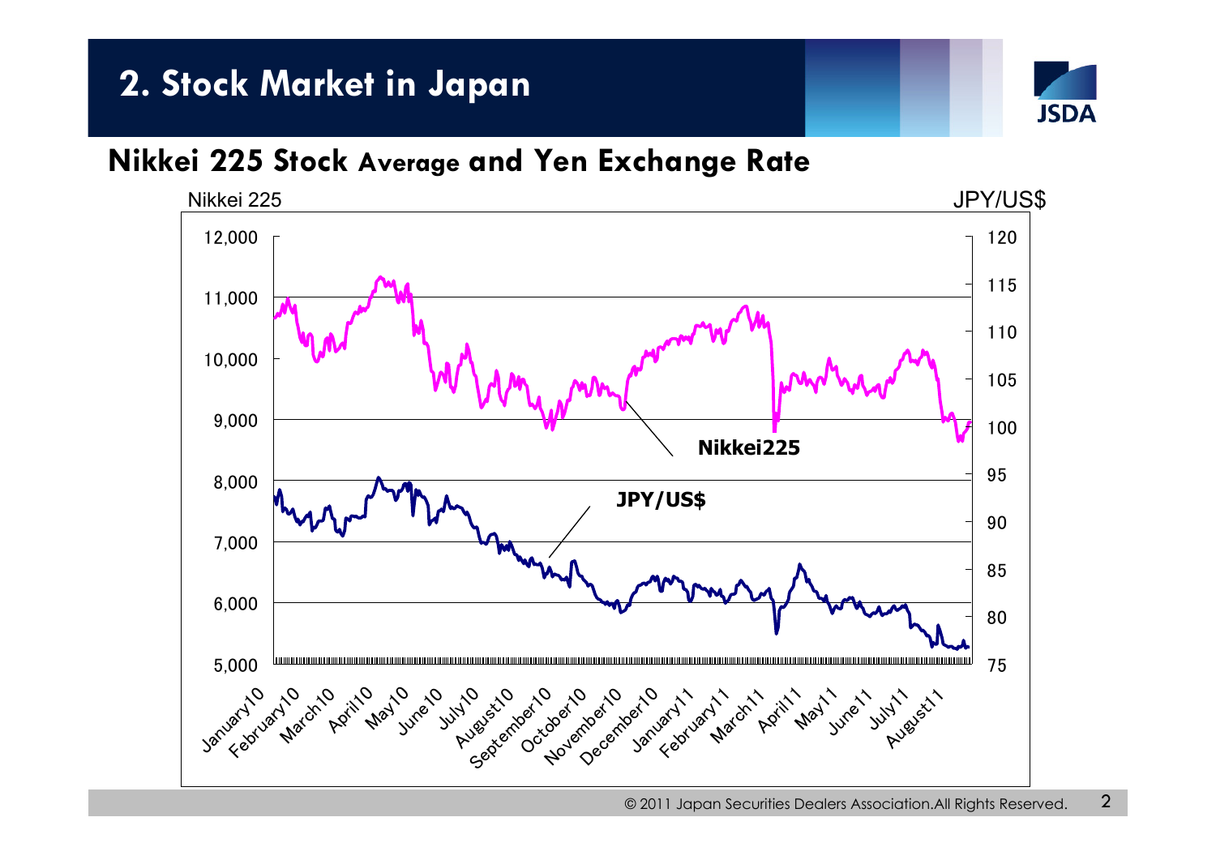## 2. Stock Market in Japan

### Nikkei 225 Stock Average and Yen Exchange Rate

Nikkei 225 | JPY/US$

Nikkei225

JPY/US$

January10, February10, March10, April10, May10, June10, July10, August10, September10, October10, November10, December10, January11, February11, March11, April11, May11, June11, July11, August11

© 2011 Japan Securities Dealers Association.All Rights Reserved.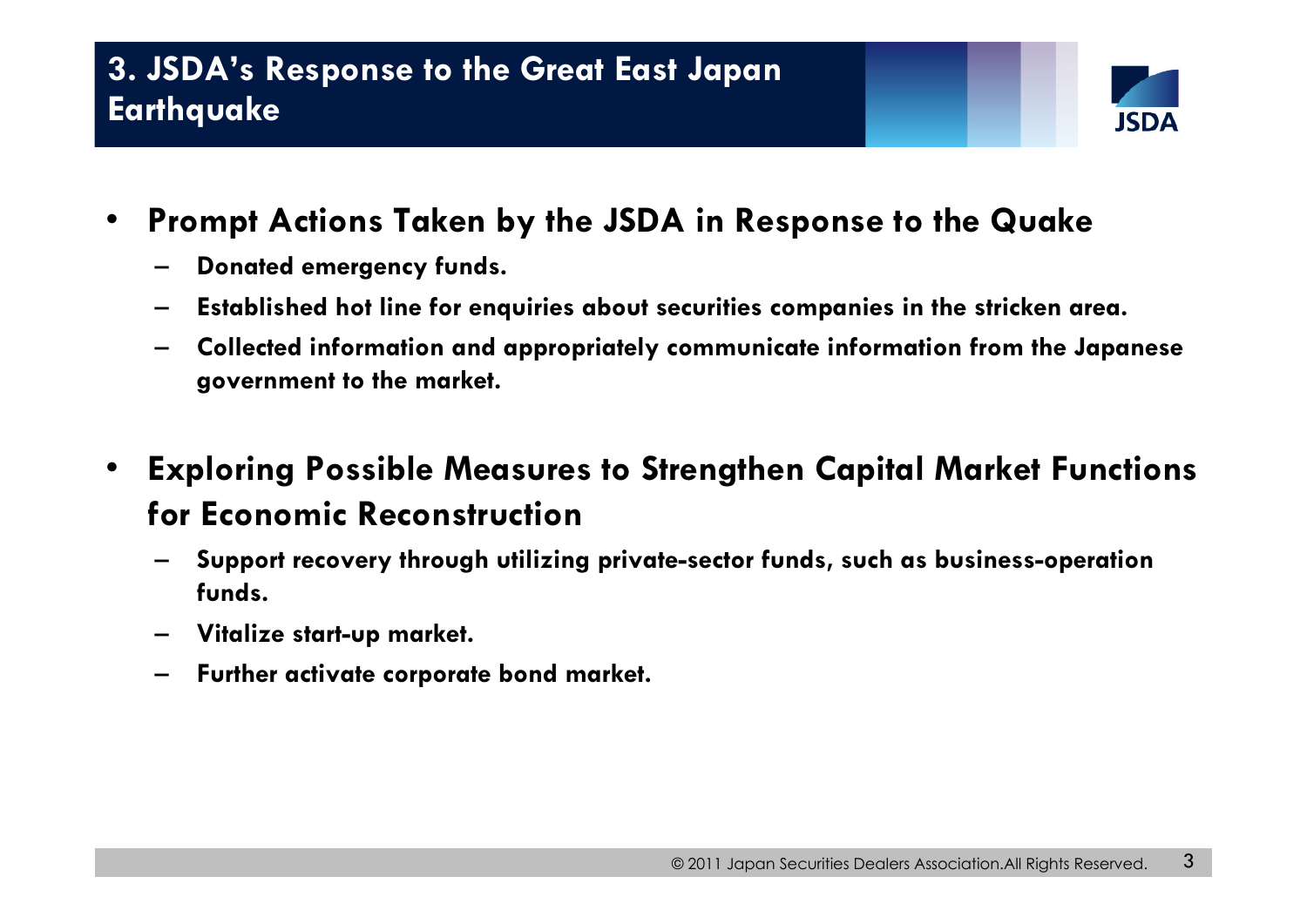# 3. JSDA's Response to the Great East Japan Earthquake

- **Prompt Actions Taken by the JSDA in Response to the Quake**
  - **Donated emergency funds.**
  - **Established hot line for enquiries about securities companies in the stricken area.**
  - **Collected information and appropriately communicate information from the Japanese government to the market.**

- **Exploring Possible Measures to Strengthen Capital Market Functions for Economic Reconstruction**
  - **Support recovery through utilizing private-sector funds, such as business-operation funds.**
  - **Vitalize start-up market.**
  - **Further activate corporate bond market.**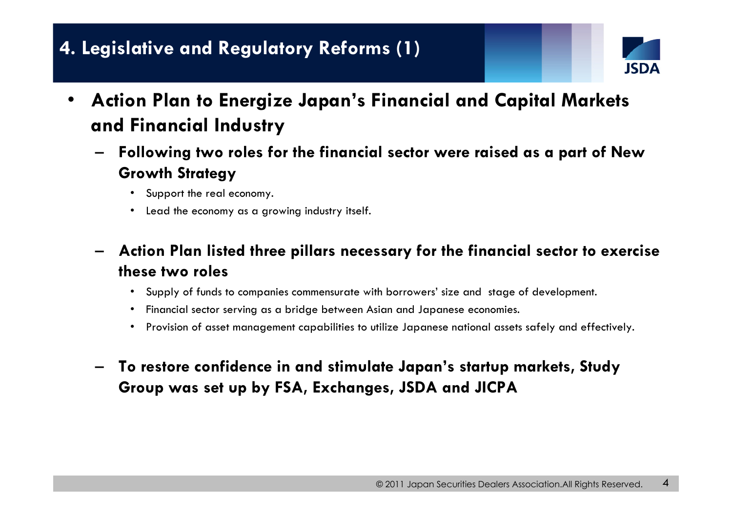# 4. Legislative and Regulatory Reforms (1)

- **Action Plan to Energize Japan's Financial and Capital Markets and Financial Industry**
  - **Following two roles for the financial sector were raised as a part of New Growth Strategy**
    - Support the real economy.
    - Lead the economy as a growing industry itself.
  - **Action Plan listed three pillars necessary for the financial sector to exercise these two roles**
    - Supply of funds to companies commensurate with borrowers' size and stage of development.
    - Financial sector serving as a bridge between Asian and Japanese economies.
    - Provision of asset management capabilities to utilize Japanese national assets safely and effectively.
  - **To restore confidence in and stimulate Japan's startup markets, Study Group was set up by FSA, Exchanges, JSDA and JICPA**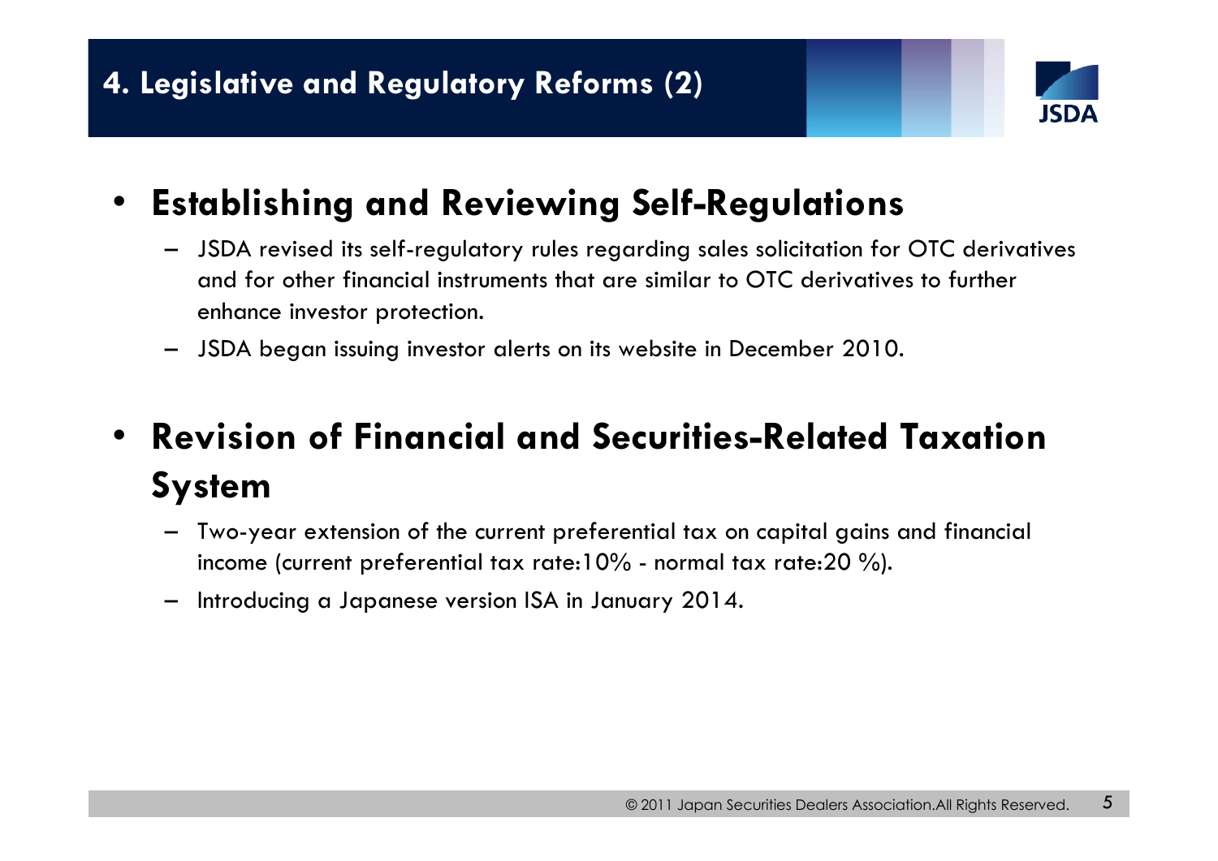# 4. Legislative and Regulatory Reforms (2)

- **Establishing and Reviewing Self-Regulations**
  - JSDA revised its self-regulatory rules regarding sales solicitation for OTC derivatives and for other financial instruments that are similar to OTC derivatives to further enhance investor protection.
  - JSDA began issuing investor alerts on its website in December 2010.

- **Revision of Financial and Securities-Related Taxation System**
  - Two-year extension of the current preferential tax on capital gains and financial income (current preferential tax rate:10% - normal tax rate:20 %).
  - Introducing a Japanese version ISA in January 2014.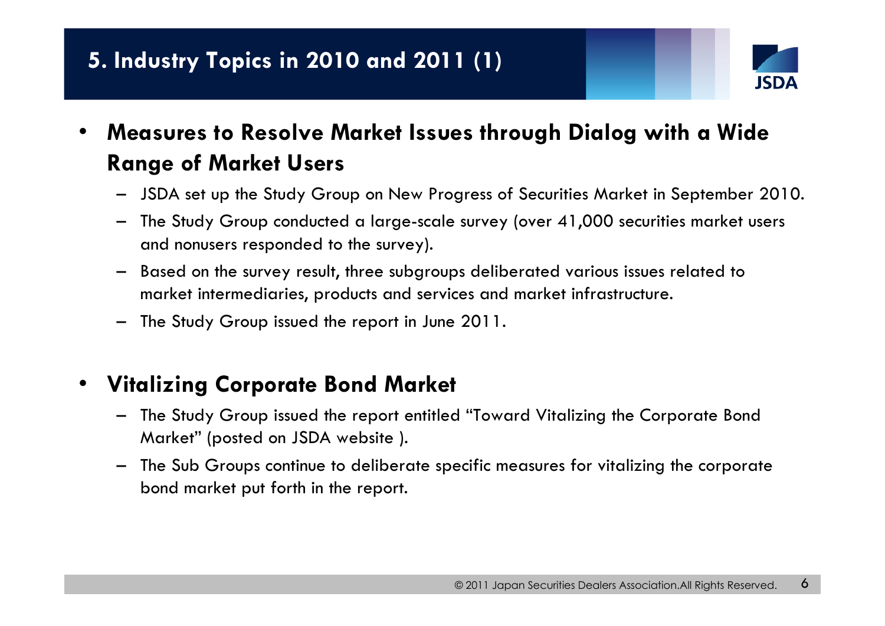# 5. Industry Topics in 2010 and 2011 (1)

- **Measures to Resolve Market Issues through Dialog with a Wide Range of Market Users**
  - JSDA set up the Study Group on New Progress of Securities Market in September 2010.
  - The Study Group conducted a large-scale survey (over 41,000 securities market users and nonusers responded to the survey).
  - Based on the survey result, three subgroups deliberated various issues related to market intermediaries, products and services and market infrastructure.
  - The Study Group issued the report in June 2011.

- **Vitalizing Corporate Bond Market**
  - The Study Group issued the report entitled "Toward Vitalizing the Corporate Bond Market" (posted on JSDA website ).
  - The Sub Groups continue to deliberate specific measures for vitalizing the corporate bond market put forth in the report.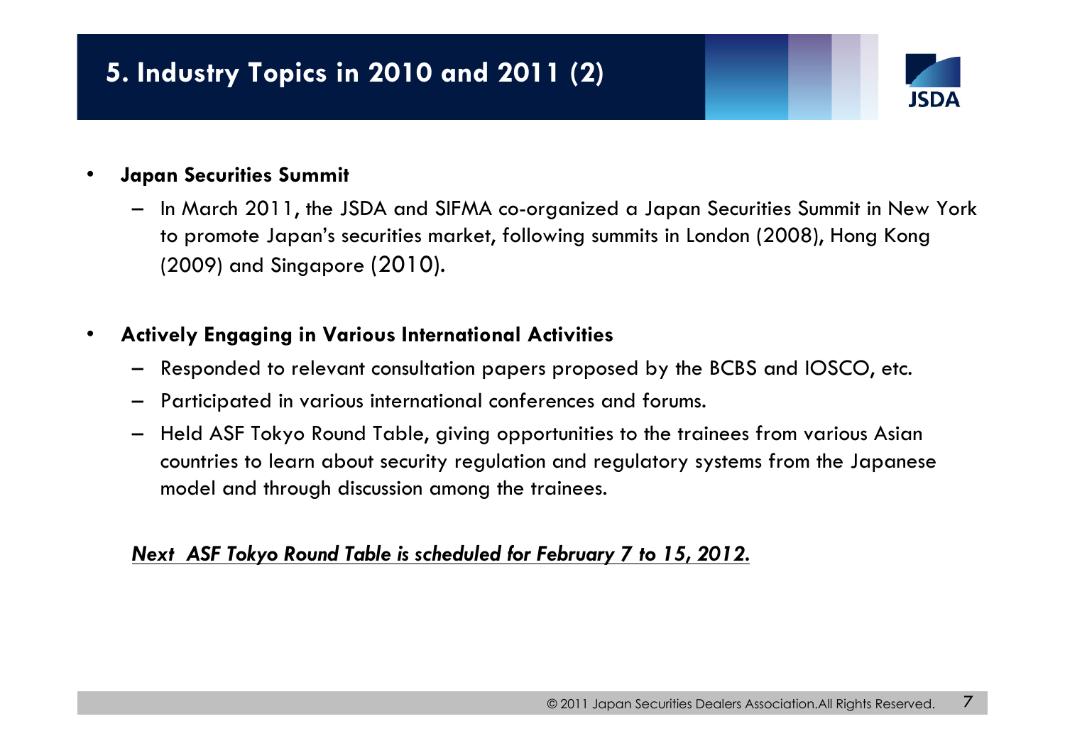# 5. Industry Topics in 2010 and 2011 (2)

- **Japan Securities Summit**
  - In March 2011, the JSDA and SIFMA co-organized a Japan Securities Summit in New York to promote Japan's securities market, following summits in London (2008), Hong Kong (2009) and Singapore (2010).

- **Actively Engaging in Various International Activities**
  - Responded to relevant consultation papers proposed by the BCBS and IOSCO, etc.
  - Participated in various international conferences and forums.
  - Held ASF Tokyo Round Table, giving opportunities to the trainees from various Asian countries to learn about security regulation and regulatory systems from the Japanese model and through discussion among the trainees.

***Next ASF Tokyo Round Table is scheduled for February 7 to 15, 2012.***

© 2011 Japan Securities Dealers Association.All Rights Reserved.